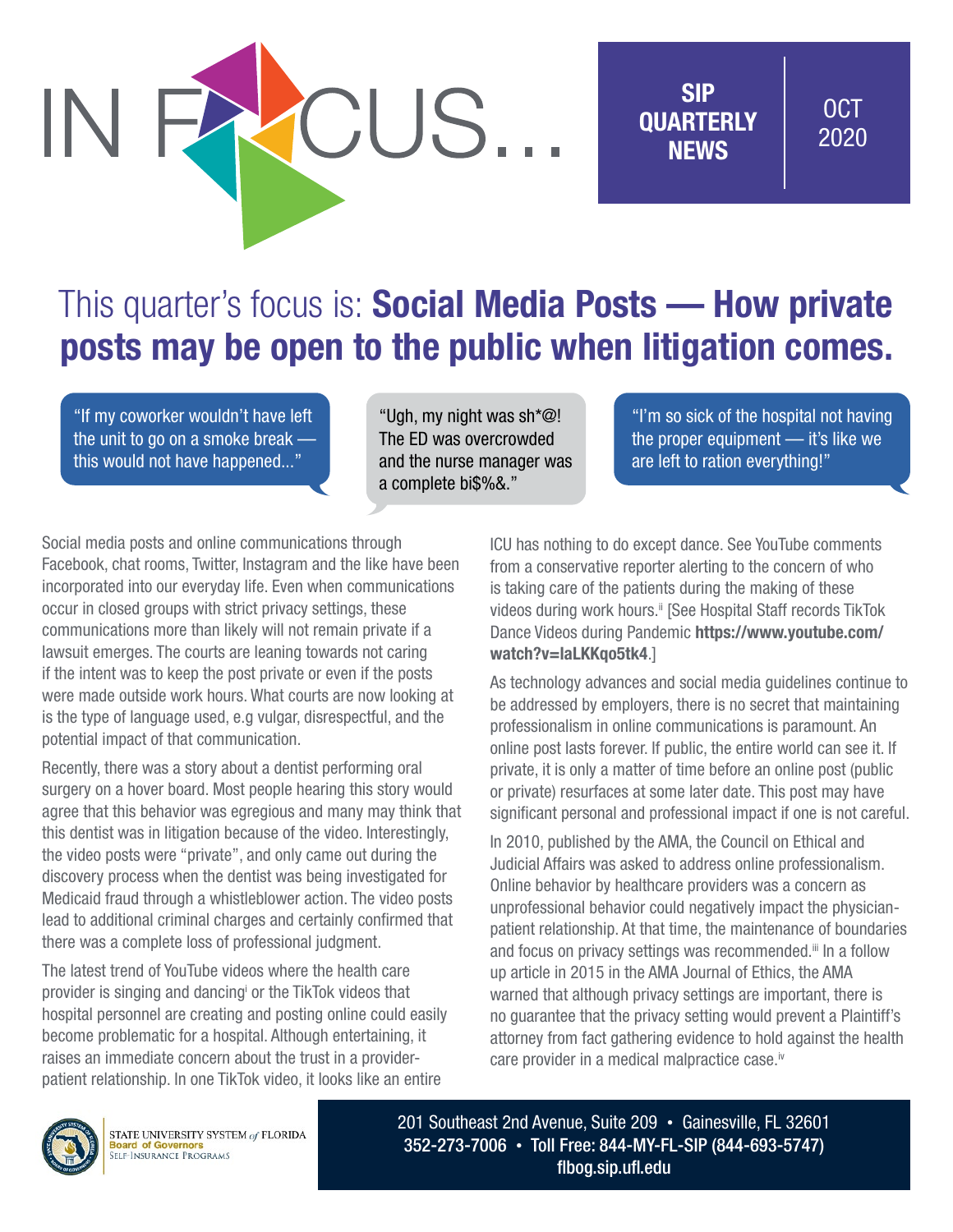# IN FOCUS...

**SIP QUARTERLY NEWS** | OCT 2020

## This quarter's focus is: **Social Media Posts — How private posts may be open to the public when litigation comes.**

"If my coworker wouldn't have left the unit to go on a smoke break — this would not have happened..."

"Ugh, my night was sh*@! The ED was overcrowded and the nurse manager was a complete bi$%&."

"I'm so sick of the hospital not having the proper equipment — it's like we are left to ration everything!"

Social media posts and online communications through Facebook, chat rooms, Twitter, Instagram and the like have been incorporated into our everyday life. Even when communications occur in closed groups with strict privacy settings, these communications more than likely will not remain private if a lawsuit emerges. The courts are leaning towards not caring if the intent was to keep the post private or even if the posts were made outside work hours. What courts are now looking at is the type of language used, e.g vulgar, disrespectful, and the potential impact of that communication.

Recently, there was a story about a dentist performing oral surgery on a hover board. Most people hearing this story would agree that this behavior was egregious and many may think that this dentist was in litigation because of the video. Interestingly, the video posts were "private", and only came out during the discovery process when the dentist was being investigated for Medicaid fraud through a whistleblower action. The video posts lead to additional criminal charges and certainly confirmed that there was a complete loss of professional judgment.

The latest trend of YouTube videos where the health care provider is singing and dancing[i] or the TikTok videos that hospital personnel are creating and posting online could easily become problematic for a hospital. Although entertaining, it raises an immediate concern about the trust in a provider-patient relationship. In one TikTok video, it looks like an entire ICU has nothing to do except dance. See YouTube comments from a conservative reporter alerting to the concern of who is taking care of the patients during the making of these videos during work hours.[ii] [See Hospital Staff records TikTok Dance Videos during Pandemic **https://www.youtube.com/watch?v=laLKKqo5tk4**.]

As technology advances and social media guidelines continue to be addressed by employers, there is no secret that maintaining professionalism in online communications is paramount. An online post lasts forever. If public, the entire world can see it. If private, it is only a matter of time before an online post (public or private) resurfaces at some later date. This post may have significant personal and professional impact if one is not careful.

In 2010, published by the AMA, the Council on Ethical and Judicial Affairs was asked to address online professionalism. Online behavior by healthcare providers was a concern as unprofessional behavior could negatively impact the physician-patient relationship. At that time, the maintenance of boundaries and focus on privacy settings was recommended.[iii] In a follow up article in 2015 in the AMA Journal of Ethics, the AMA warned that although privacy settings are important, there is no guarantee that the privacy setting would prevent a Plaintiff's attorney from fact gathering evidence to hold against the health care provider in a medical malpractice case.[iv]

STATE UNIVERSITY SYSTEM *of* FLORIDA
Board of Governors
SELF-INSURANCE PROGRAMS

201 Southeast 2nd Avenue, Suite 209 • Gainesville, FL 32601
352-273-7006 • Toll Free: 844-MY-FL-SIP (844-693-5747)
flbog.sip.ufl.edu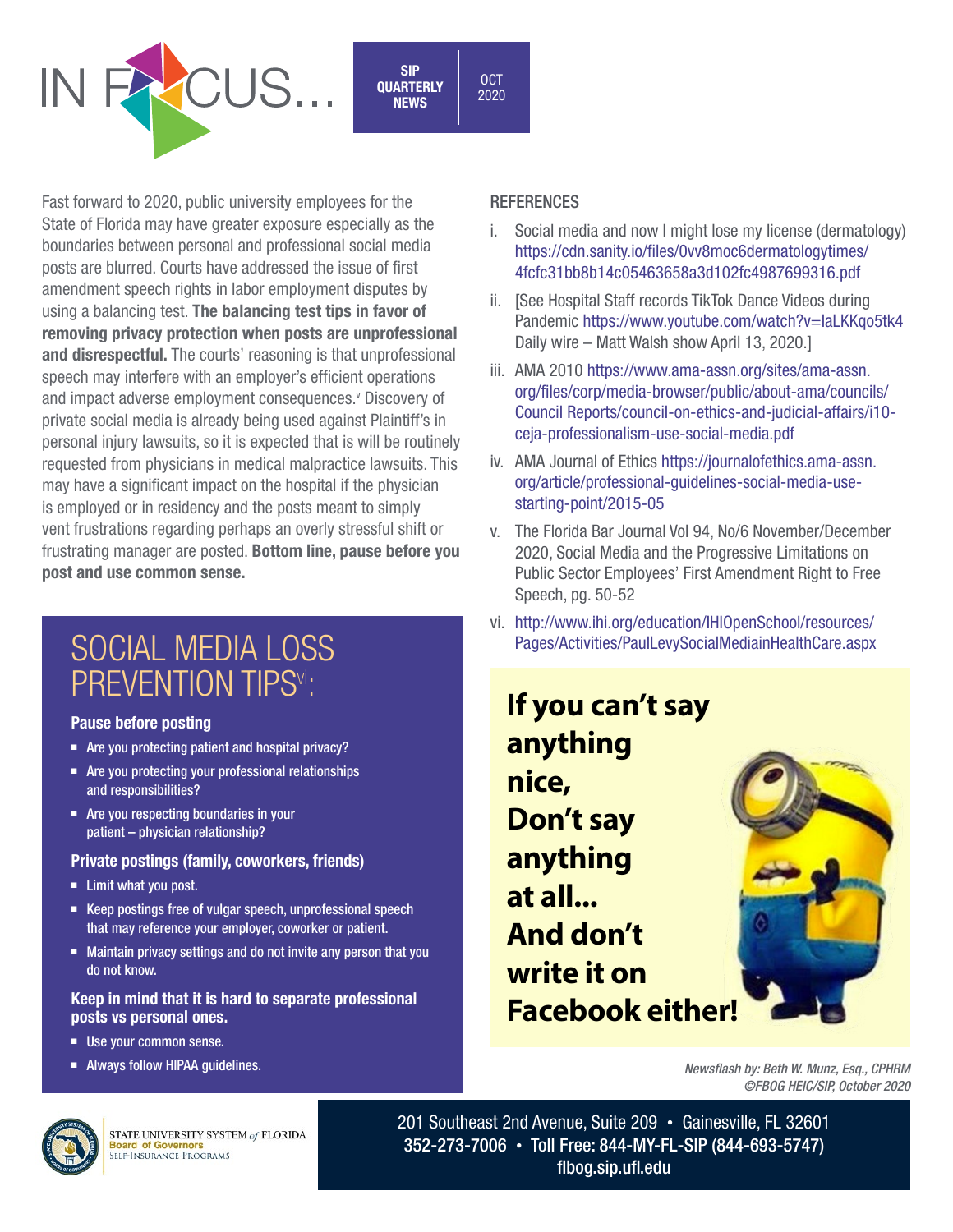Fast forward to 2020, public university employees for the State of Florida may have greater exposure especially as the boundaries between personal and professional social media posts are blurred. Courts have addressed the issue of first amendment speech rights in labor employment disputes by using a balancing test. **The balancing test tips in favor of removing privacy protection when posts are unprofessional and disrespectful.** The courts' reasoning is that unprofessional speech may interfere with an employer's efficient operations and impact adverse employment consequences.[v] Discovery of private social media is already being used against Plaintiff's in personal injury lawsuits, so it is expected that is will be routinely requested from physicians in medical malpractice lawsuits. This may have a significant impact on the hospital if the physician is employed or in residency and the posts meant to simply vent frustrations regarding perhaps an overly stressful shift or frustrating manager are posted. **Bottom line, pause before you post and use common sense.**

## SOCIAL MEDIA LOSS PREVENTION TIPS[vi]:

**Pause before posting**

- Are you protecting patient and hospital privacy?
- Are you protecting your professional relationships and responsibilities?
- Are you respecting boundaries in your patient – physician relationship?

**Private postings (family, coworkers, friends)**

- Limit what you post.
- Keep postings free of vulgar speech, unprofessional speech that may reference your employer, coworker or patient.
- Maintain privacy settings and do not invite any person that you do not know.

**Keep in mind that it is hard to separate professional posts vs personal ones.**

- Use your common sense.
- Always follow HIPAA guidelines.

## REFERENCES

i. Social media and now I might lose my license (dermatology) https://cdn.sanity.io/files/0vv8moc6dermatologytimes/4fcfc31bb8b14c05463658a3d102fc4987699316.pdf

ii. [See Hospital Staff records TikTok Dance Videos during Pandemic https://www.youtube.com/watch?v=laLKKqo5tk4 Daily wire – Matt Walsh show April 13, 2020.]

iii. AMA 2010 https://www.ama-assn.org/sites/ama-assn.org/files/corp/media-browser/public/about-ama/councils/Council Reports/council-on-ethics-and-judicial-affairs/i10-ceja-professionalism-use-social-media.pdf

iv. AMA Journal of Ethics https://journalofethics.ama-assn.org/article/professional-guidelines-social-media-use-starting-point/2015-05

v. The Florida Bar Journal Vol 94, No/6 November/December 2020, Social Media and the Progressive Limitations on Public Sector Employees' First Amendment Right to Free Speech, pg. 50-52

vi. http://www.ihi.org/education/IHIOpenSchool/resources/Pages/Activities/PaulLevySocialMediainHealthCare.aspx

**If you can't say anything nice, Don't say anything at all... And don't write it on Facebook either!**

*Newsflash by: Beth W. Munz, Esq., CPHRM*
*©FBOG HEIC/SIP, October 2020*

STATE UNIVERSITY SYSTEM of FLORIDA
Board of Governors
SELF-INSURANCE PROGRAMS

201 Southeast 2nd Avenue, Suite 209 • Gainesville, FL 32601
352-273-7006 • Toll Free: 844-MY-FL-SIP (844-693-5747)
flbog.sip.ufl.edu